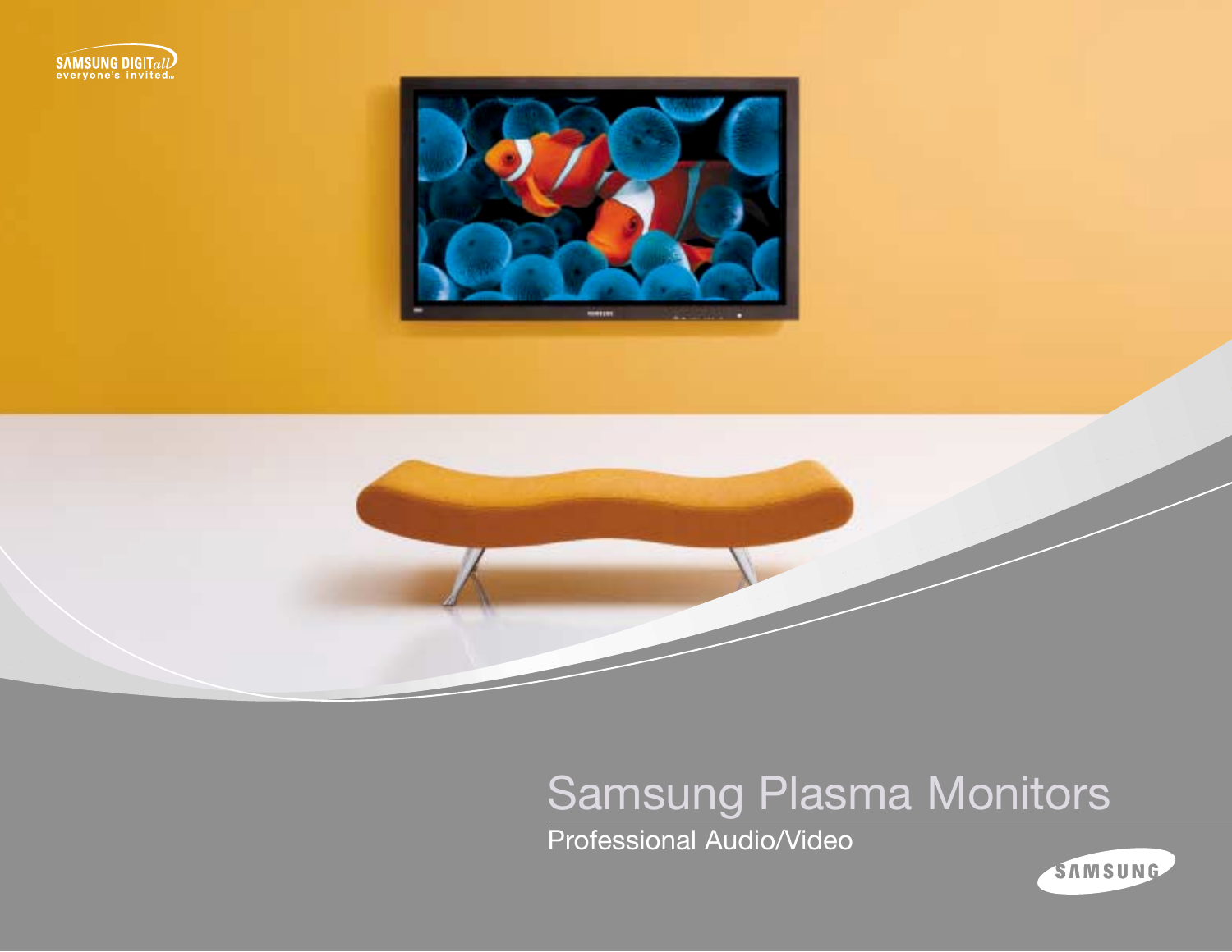SAMSUNG DIGITall
everyone's invited

# Samsung Plasma Monitors

## Professional Audio/Video

SAMSUNG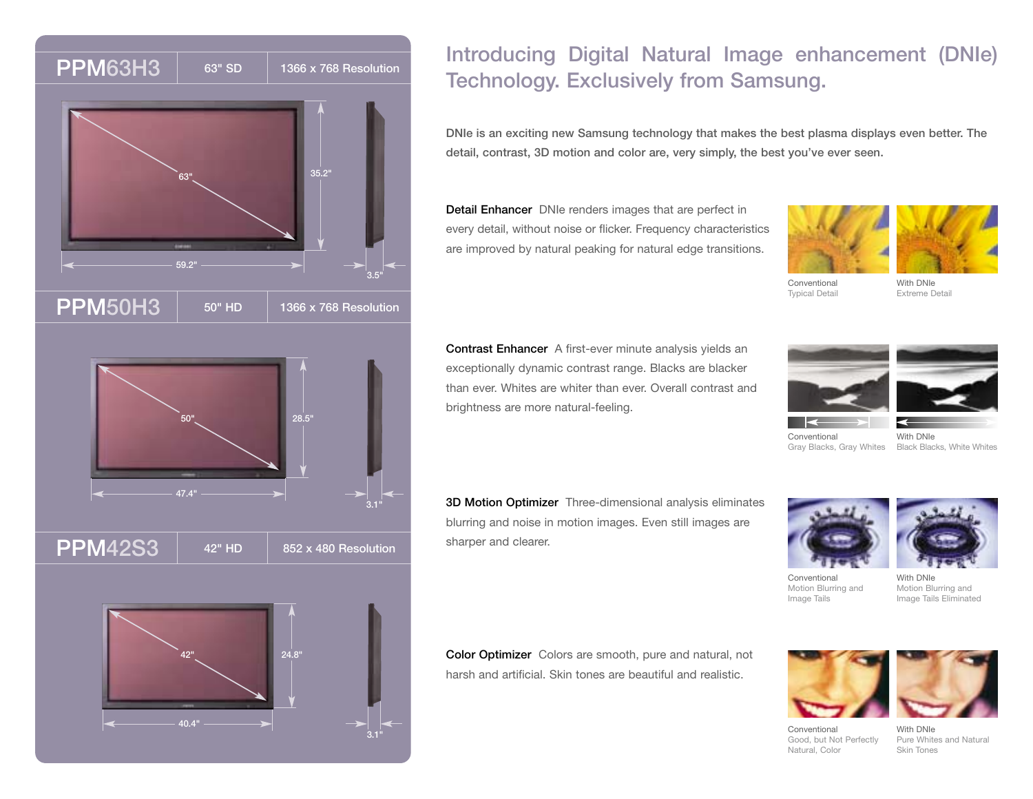| PPM63H3 | 63" SD | 1366 x 768 Resolution |
| --- | --- | --- |

63"
35.2"
59.2"
3.5"

| PPM50H3 | 50" HD | 1366 x 768 Resolution |
| --- | --- | --- |

50"
28.5"
47.4"
3.1"

| PPM42S3 | 42" HD | 852 x 480 Resolution |
| --- | --- | --- |

42"
24.8"
40.4"
3.1"

# Introducing Digital Natural Image enhancement (DNIe) Technology. Exclusively from Samsung.

DNIe is an exciting new Samsung technology that makes the best plasma displays even better. The detail, contrast, 3D motion and color are, very simply, the best you've ever seen.

**Detail Enhancer** DNIe renders images that are perfect in every detail, without noise or flicker. Frequency characteristics are improved by natural peaking for natural edge transitions.

Conventional
Typical Detail

With DNIe
Extreme Detail

**Contrast Enhancer** A first-ever minute analysis yields an exceptionally dynamic contrast range. Blacks are blacker than ever. Whites are whiter than ever. Overall contrast and brightness are more natural-feeling.

Conventional
Gray Blacks, Gray Whites

With DNIe
Black Blacks, White Whites

**3D Motion Optimizer** Three-dimensional analysis eliminates blurring and noise in motion images. Even still images are sharper and clearer.

Conventional
Motion Blurring and Image Tails

With DNIe
Motion Blurring and Image Tails Eliminated

**Color Optimizer** Colors are smooth, pure and natural, not harsh and artificial. Skin tones are beautiful and realistic.

Conventional
Good, but Not Perfectly Natural, Color

With DNIe
Pure Whites and Natural Skin Tones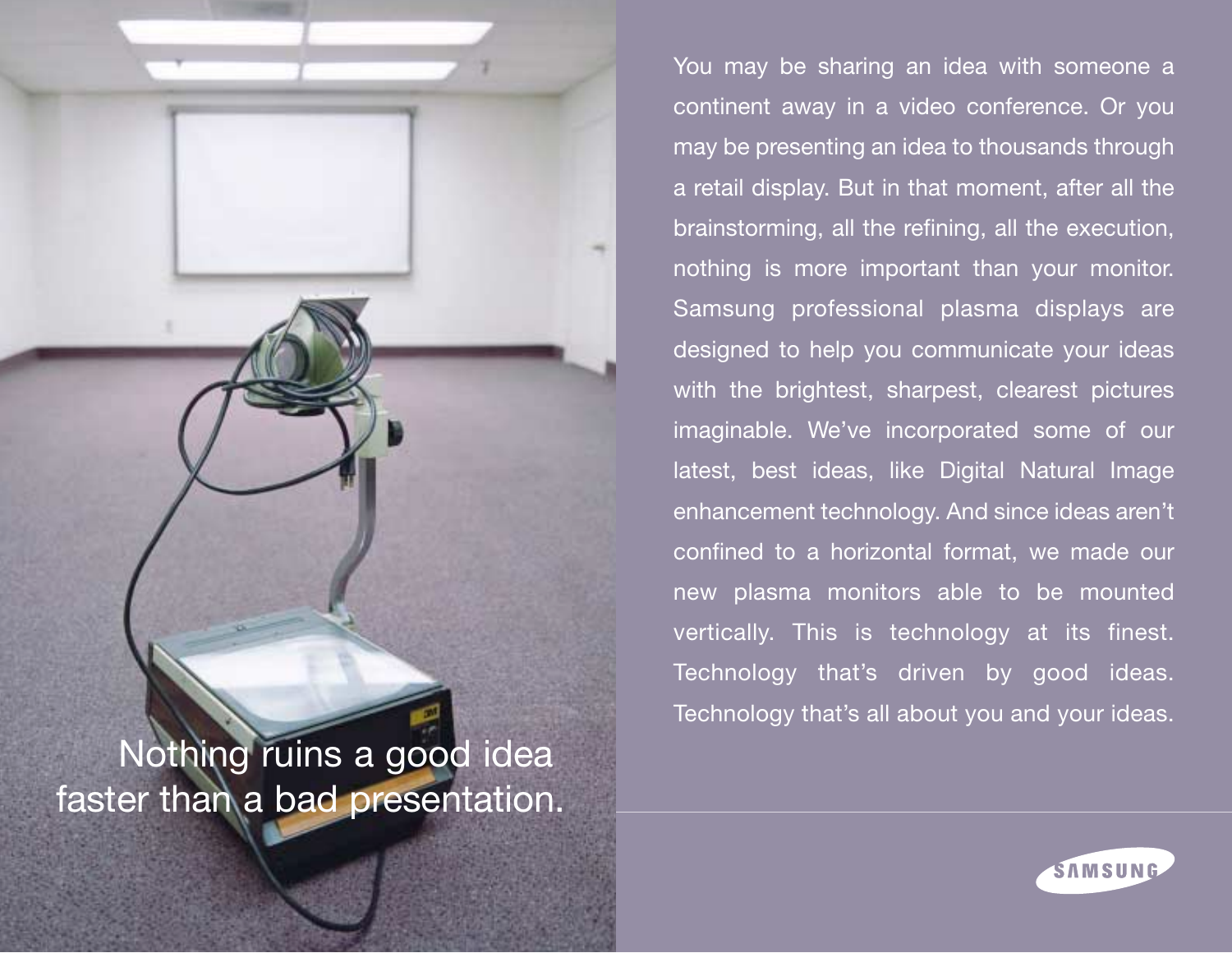Nothing ruins a good idea faster than a bad presentation.

You may be sharing an idea with someone a continent away in a video conference. Or you may be presenting an idea to thousands through a retail display. But in that moment, after all the brainstorming, all the refining, all the execution, nothing is more important than your monitor. Samsung professional plasma displays are designed to help you communicate your ideas with the brightest, sharpest, clearest pictures imaginable. We've incorporated some of our latest, best ideas, like Digital Natural Image enhancement technology. And since ideas aren't confined to a horizontal format, we made our new plasma monitors able to be mounted vertically. This is technology at its finest. Technology that's driven by good ideas. Technology that's all about you and your ideas.

SAMSUNG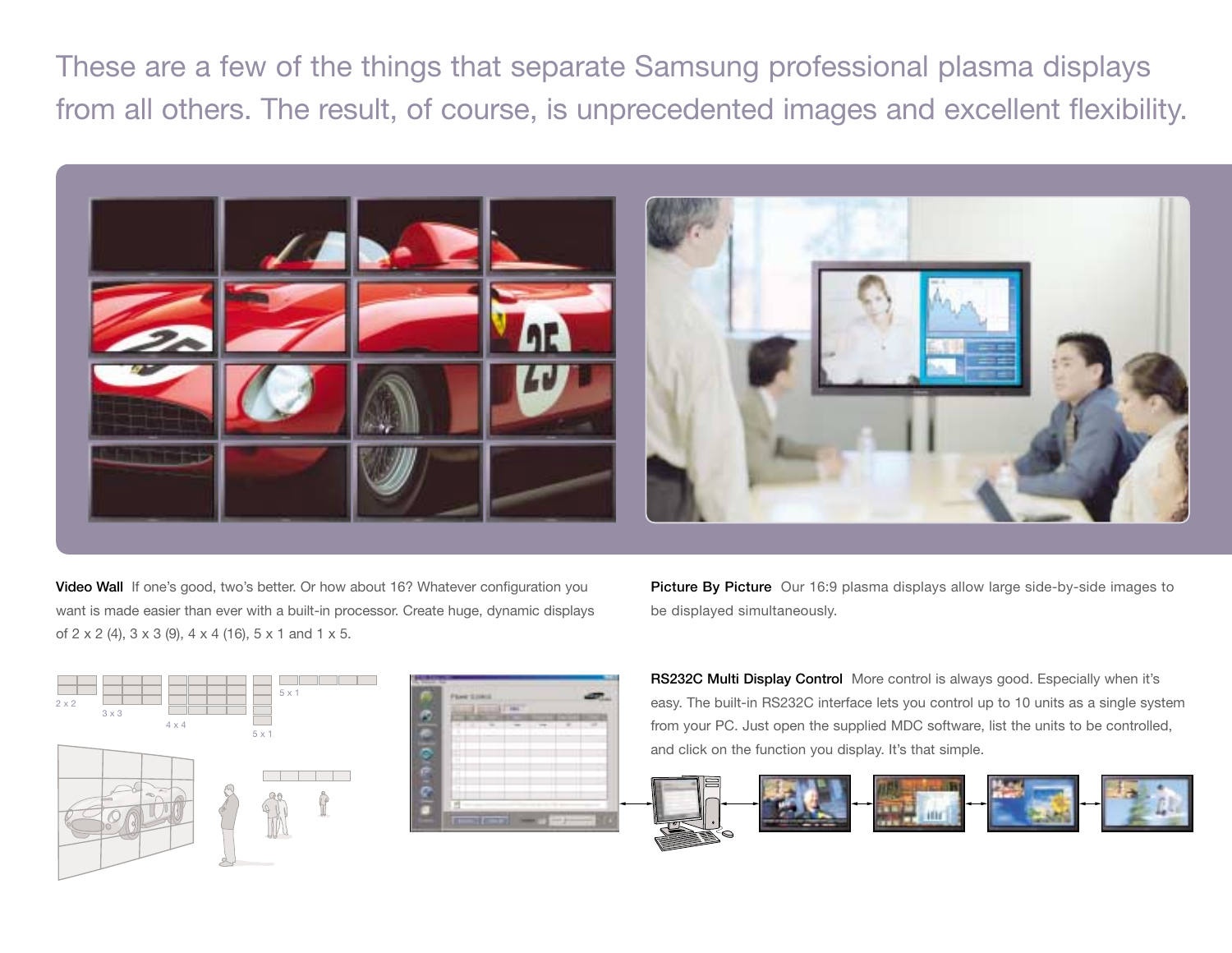These are a few of the things that separate Samsung professional plasma displays from all others. The result, of course, is unprecedented images and excellent flexibility.

**Video Wall** If one's good, two's better. Or how about 16? Whatever configuration you want is made easier than ever with a built-in processor. Create huge, dynamic displays of 2 x 2 (4), 3 x 3 (9), 4 x 4 (16), 5 x 1 and 1 x 5.

2 x 2

3 x 3

4 x 4

5 x 1

5 x 1

**Picture By Picture** Our 16:9 plasma displays allow large side-by-side images to be displayed simultaneously.

**RS232C Multi Display Control** More control is always good. Especially when it's easy. The built-in RS232C interface lets you control up to 10 units as a single system from your PC. Just open the supplied MDC software, list the units to be controlled, and click on the function you display. It's that simple.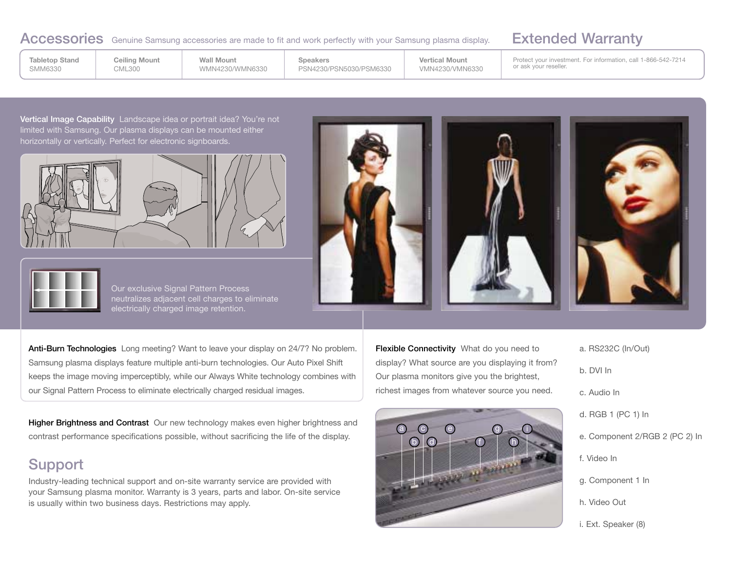## Accessories

Genuine Samsung accessories are made to fit and work perfectly with your Samsung plasma display.

| Tabletop Stand | Ceiling Mount | Wall Mount | Speakers | Vertical Mount |
|---|---|---|---|---|
| SMM6330 | CML300 | WMN4230/WMN6330 | PSN4230/PSN5030/PSM6330 | VMN4230/VMN6330 |

## Extended Warranty

Protect your investment. For information, call 1-866-542-7214 or ask your reseller.

**Vertical Image Capability** Landscape idea or portrait idea? You're not limited with Samsung. Our plasma displays can be mounted either horizontally or vertically. Perfect for electronic signboards.

Our exclusive Signal Pattern Process neutralizes adjacent cell charges to eliminate electrically charged image retention.

**Anti-Burn Technologies** Long meeting? Want to leave your display on 24/7? No problem. Samsung plasma displays feature multiple anti-burn technologies. Our Auto Pixel Shift keeps the image moving imperceptibly, while our Always White technology combines with our Signal Pattern Process to eliminate electrically charged residual images.

**Higher Brightness and Contrast** Our new technology makes even higher brightness and contrast performance specifications possible, without sacrificing the life of the display.

## Support

Industry-leading technical support and on-site warranty service are provided with your Samsung plasma monitor. Warranty is 3 years, parts and labor. On-site service is usually within two business days. Restrictions may apply.

**Flexible Connectivity** What do you need to display? What source are you displaying it from? Our plasma monitors give you the brightest, richest images from whatever source you need.

a. RS232C (In/Out)

b. DVI In

c. Audio In

d. RGB 1 (PC 1) In

e. Component 2/RGB 2 (PC 2) In

f. Video In

g. Component 1 In

h. Video Out

i. Ext. Speaker (8)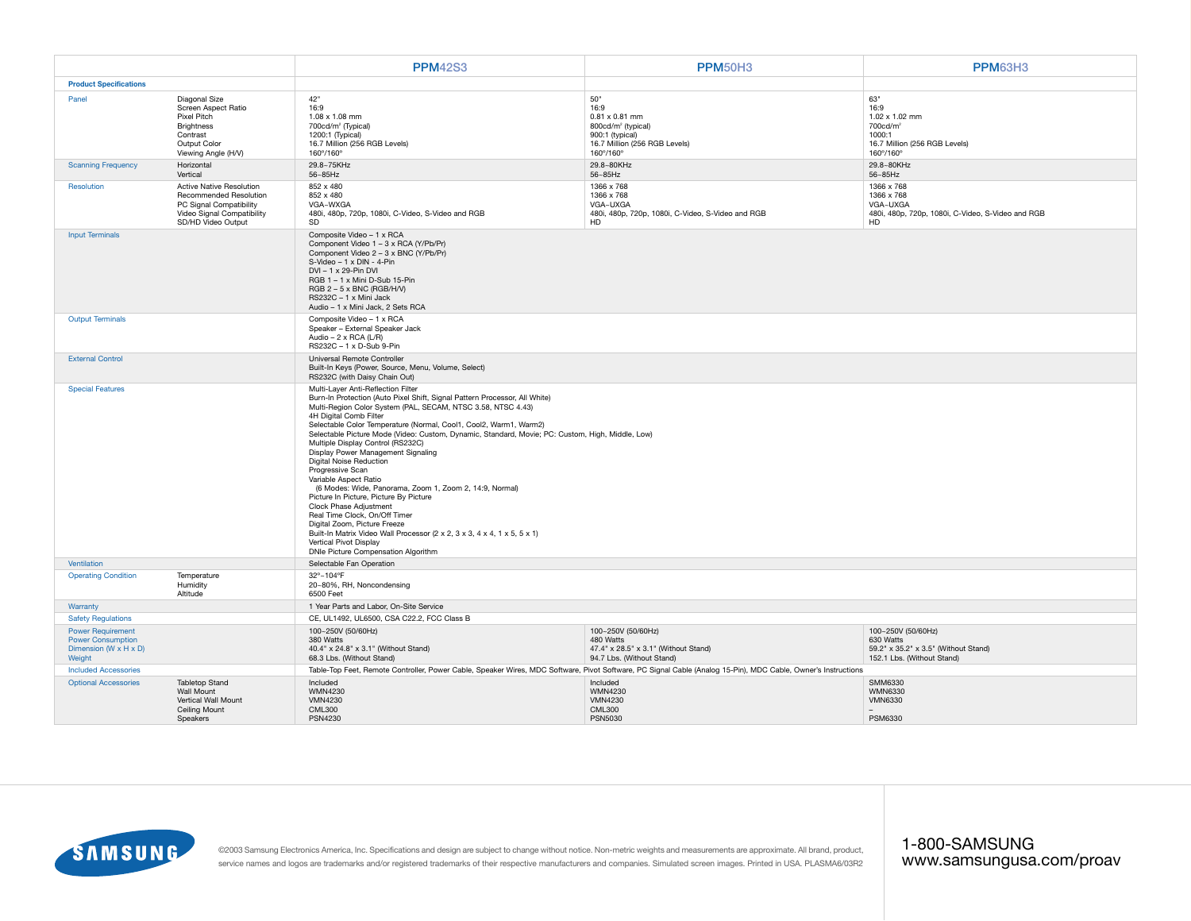| | | PPM42S3 | PPM50H3 | PPM63H3 |
|---|---|---|---|---|
| **Product Specifications** | | | | |
| Panel | Diagonal Size | 42" | 50" | 63" |
| | Screen Aspect Ratio | 16:9 | 16:9 | 16:9 |
| | Pixel Pitch | 1.08 x 1.08 mm | 0.81 x 0.81 mm | 1.02 x 1.02 mm |
| | Brightness | 700cd/m² (Typical) | 800cd/m² (typical) | 700cd/m² |
| | Contrast | 1200:1 (Typical) | 900:1 (typical) | 1000:1 |
| | Output Color | 16.7 Million (256 RGB Levels) | 16.7 Million (256 RGB Levels) | 16.7 Million (256 RGB Levels) |
| | Viewing Angle (H/V) | 160°/160° | 160°/160° | 160°/160° |
| Scanning Frequency | Horizontal | 29.8~75KHz | 29.8~80KHz | 29.8~80KHz |
| | Vertical | 56~85Hz | 56~85Hz | 56~85Hz |
| Resolution | Active Native Resolution | 852 x 480 | 1366 x 768 | 1366 x 768 |
| | Recommended Resolution | 852 x 480 | 1366 x 768 | 1366 x 768 |
| | PC Signal Compatibility | VGA~WXGA | VGA~UXGA | VGA~UXGA |
| | Video Signal Compatibility | 480i, 480p, 720p, 1080i, C-Video, S-Video and RGB | 480i, 480p, 720p, 1080i, C-Video, S-Video and RGB | 480i, 480p, 720p, 1080i, C-Video, S-Video and RGB |
| | SD/HD Video Output | SD | HD | HD |
| Input Terminals | | Composite Video – 1 x RCA<br>Component Video 1 – 3 x RCA (Y/Pb/Pr)<br>Component Video 2 – 3 x BNC (Y/Pb/Pr)<br>S-Video – 1 x DIN - 4-Pin<br>DVI – 1 x 29-Pin DVI<br>RGB 1 – 1 x Mini D-Sub 15-Pin<br>RGB 2 – 5 x BNC (RGB/H/V)<br>RS232C – 1 x Mini Jack<br>Audio – 1 x Mini Jack, 2 Sets RCA | | |
| Output Terminals | | Composite Video – 1 x RCA<br>Speaker – External Speaker Jack<br>Audio – 2 x RCA (L/R)<br>RS232C – 1 x D-Sub 9-Pin | | |
| External Control | | Universal Remote Controller<br>Built-In Keys (Power, Source, Menu, Volume, Select)<br>RS232C (with Daisy Chain Out) | | |
| Special Features | | Multi-Layer Anti-Reflection Filter<br>Burn-In Protection (Auto Pixel Shift, Signal Pattern Processor, All White)<br>Multi-Region Color System (PAL, SECAM, NTSC 3.58, NTSC 4.43)<br>4H Digital Comb Filter<br>Selectable Color Temperature (Normal, Cool1, Cool2, Warm1, Warm2)<br>Selectable Picture Mode (Video: Custom, Dynamic, Standard, Movie; PC: Custom, High, Middle, Low)<br>Multiple Display Control (RS232C)<br>Display Power Management Signaling<br>Digital Noise Reduction<br>Progressive Scan<br>Variable Aspect Ratio<br>(6 Modes: Wide, Panorama, Zoom 1, Zoom 2, 14:9, Normal)<br>Picture In Picture, Picture By Picture<br>Clock Phase Adjustment<br>Real Time Clock, On/Off Timer<br>Digital Zoom, Picture Freeze<br>Built-In Matrix Video Wall Processor (2 x 2, 3 x 3, 4 x 4, 1 x 5, 5 x 1)<br>Vertical Pivot Display<br>DNIe Picture Compensation Algorithm | | |
| Ventilation | | Selectable Fan Operation | | |
| Operating Condition | Temperature | 32°~104°F | | |
| | Humidity | 20~80%, RH, Noncondensing | | |
| | Altitude | 6500 Feet | | |
| Warranty | | 1 Year Parts and Labor, On-Site Service | | |
| Safety Regulations | | CE, UL1492, UL6500, CSA C22.2, FCC Class B | | |
| Power Requirement | | 100~250V (50/60Hz) | 100~250V (50/60Hz) | 100~250V (50/60Hz) |
| Power Consumption | | 380 Watts | 480 Watts | 630 Watts |
| Dimension (W x H x D) | | 40.4" x 24.8" x 3.1" (Without Stand) | 47.4" x 28.5" x 3.1" (Without Stand) | 59.2" x 35.2" x 3.5" (Without Stand) |
| Weight | | 68.3 Lbs. (Without Stand) | 94.7 Lbs. (Without Stand) | 152.1 Lbs. (Without Stand) |
| Included Accessories | | Table-Top Feet, Remote Controller, Power Cable, Speaker Wires, MDC Software, Pivot Software, PC Signal Cable (Analog 15-Pin), MDC Cable, Owner's Instructions | | |
| Optional Accessories | Tabletop Stand | Included | Included | SMM6330 |
| | Wall Mount | WMN4230 | WMN4230 | WMN6330 |
| | Vertical Wall Mount | VMN4230 | VMN4230 | VMN6330 |
| | Ceiling Mount | CML300 | CML300 | – |
| | Speakers | PSN4230 | PSN5030 | PSM6330 |

SAMSUNG

©2003 Samsung Electronics America, Inc. Specifications and design are subject to change without notice. Non-metric weights and measurements are approximate. All brand, product, service names and logos are trademarks and/or registered trademarks of their respective manufacturers and companies. Simulated screen images. Printed in USA. PLASMA6/03R2

1-800-SAMSUNG
www.samsungusa.com/proav